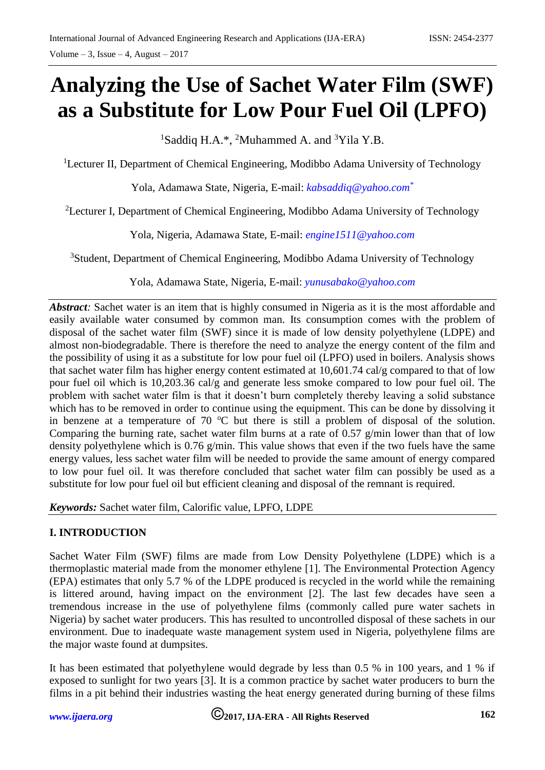# Analyzing the Use of Sachet Water Film (SWF) as a Substitute for Low Pour Fuel Oil (LPFO)

[1]Saddiq H.A.*, [2]Muhammed A. and [3]Yila Y.B.

[1]Lecturer II, Department of Chemical Engineering, Modibbo Adama University of Technology

Yola, Adamawa State, Nigeria, E-mail: *kabsaddiq@yahoo.com*[*]

[2]Lecturer I, Department of Chemical Engineering, Modibbo Adama University of Technology

Yola, Nigeria, Adamawa State, E-mail: *engine1511@yahoo.com*

[3]Student, Department of Chemical Engineering, Modibbo Adama University of Technology

Yola, Adamawa State, Nigeria, E-mail: *yunusabako@yahoo.com*

***Abstract:*** Sachet water is an item that is highly consumed in Nigeria as it is the most affordable and easily available water consumed by common man. Its consumption comes with the problem of disposal of the sachet water film (SWF) since it is made of low density polyethylene (LDPE) and almost non-biodegradable. There is therefore the need to analyze the energy content of the film and the possibility of using it as a substitute for low pour fuel oil (LPFO) used in boilers. Analysis shows that sachet water film has higher energy content estimated at 10,601.74 cal/g compared to that of low pour fuel oil which is 10,203.36 cal/g and generate less smoke compared to low pour fuel oil. The problem with sachet water film is that it doesn't burn completely thereby leaving a solid substance which has to be removed in order to continue using the equipment. This can be done by dissolving it in benzene at a temperature of 70 $^{o}$C but there is still a problem of disposal of the solution. Comparing the burning rate, sachet water film burns at a rate of 0.57 g/min lower than that of low density polyethylene which is 0.76 g/min. This value shows that even if the two fuels have the same energy values, less sachet water film will be needed to provide the same amount of energy compared to low pour fuel oil. It was therefore concluded that sachet water film can possibly be used as a substitute for low pour fuel oil but efficient cleaning and disposal of the remnant is required.

***Keywords:*** Sachet water film, Calorific value, LPFO, LDPE

## I. INTRODUCTION

Sachet Water Film (SWF) films are made from Low Density Polyethylene (LDPE) which is a thermoplastic material made from the monomer ethylene [1]. The Environmental Protection Agency (EPA) estimates that only 5.7 % of the LDPE produced is recycled in the world while the remaining is littered around, having impact on the environment [2]. The last few decades have seen a tremendous increase in the use of polyethylene films (commonly called pure water sachets in Nigeria) by sachet water producers. This has resulted to uncontrolled disposal of these sachets in our environment. Due to inadequate waste management system used in Nigeria, polyethylene films are the major waste found at dumpsites.

It has been estimated that polyethylene would degrade by less than 0.5 % in 100 years, and 1 % if exposed to sunlight for two years [3]. It is a common practice by sachet water producers to burn the films in a pit behind their industries wasting the heat energy generated during burning of these films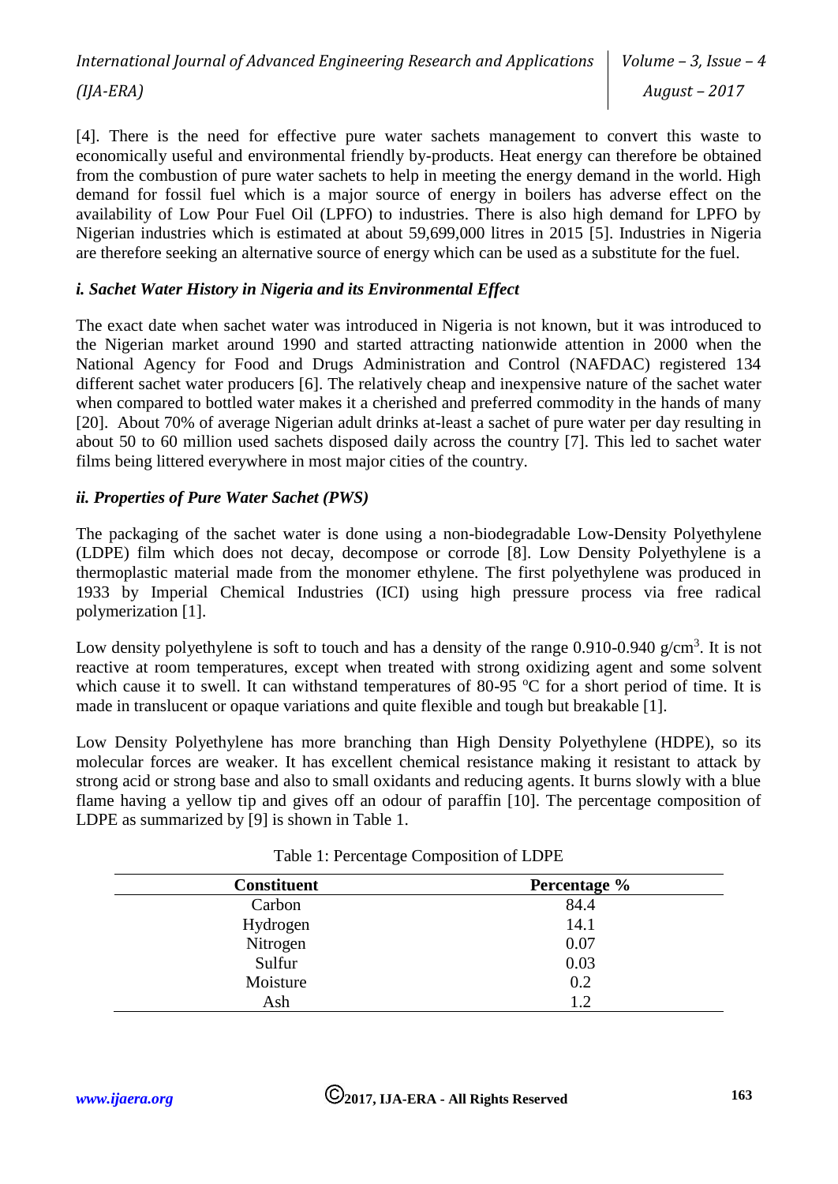[4]. There is the need for effective pure water sachets management to convert this waste to economically useful and environmental friendly by-products. Heat energy can therefore be obtained from the combustion of pure water sachets to help in meeting the energy demand in the world. High demand for fossil fuel which is a major source of energy in boilers has adverse effect on the availability of Low Pour Fuel Oil (LPFO) to industries. There is also high demand for LPFO by Nigerian industries which is estimated at about 59,699,000 litres in 2015 [5]. Industries in Nigeria are therefore seeking an alternative source of energy which can be used as a substitute for the fuel.

### *i. Sachet Water History in Nigeria and its Environmental Effect*

The exact date when sachet water was introduced in Nigeria is not known, but it was introduced to the Nigerian market around 1990 and started attracting nationwide attention in 2000 when the National Agency for Food and Drugs Administration and Control (NAFDAC) registered 134 different sachet water producers [6]. The relatively cheap and inexpensive nature of the sachet water when compared to bottled water makes it a cherished and preferred commodity in the hands of many [20]. About 70% of average Nigerian adult drinks at-least a sachet of pure water per day resulting in about 50 to 60 million used sachets disposed daily across the country [7]. This led to sachet water films being littered everywhere in most major cities of the country.

### *ii. Properties of Pure Water Sachet (PWS)*

The packaging of the sachet water is done using a non-biodegradable Low-Density Polyethylene (LDPE) film which does not decay, decompose or corrode [8]. Low Density Polyethylene is a thermoplastic material made from the monomer ethylene. The first polyethylene was produced in 1933 by Imperial Chemical Industries (ICI) using high pressure process via free radical polymerization [1].

Low density polyethylene is soft to touch and has a density of the range 0.910-0.940 g/cm$^3$. It is not reactive at room temperatures, except when treated with strong oxidizing agent and some solvent which cause it to swell. It can withstand temperatures of 80-95 $^{o}$C for a short period of time. It is made in translucent or opaque variations and quite flexible and tough but breakable [1].

Low Density Polyethylene has more branching than High Density Polyethylene (HDPE), so its molecular forces are weaker. It has excellent chemical resistance making it resistant to attack by strong acid or strong base and also to small oxidants and reducing agents. It burns slowly with a blue flame having a yellow tip and gives off an odour of paraffin [10]. The percentage composition of LDPE as summarized by [9] is shown in Table 1.

Table 1: Percentage Composition of LDPE

| Constituent | Percentage % |
|---|---|
| Carbon | 84.4 |
| Hydrogen | 14.1 |
| Nitrogen | 0.07 |
| Sulfur | 0.03 |
| Moisture | 0.2 |
| Ash | 1.2 |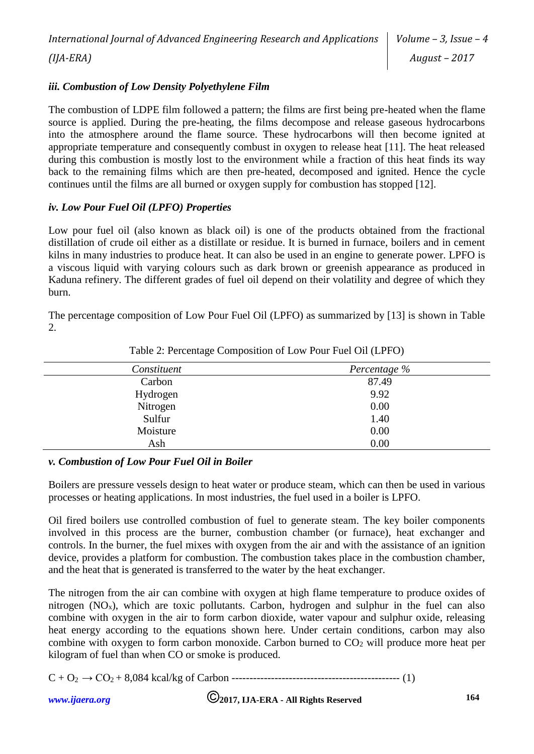### *iii. Combustion of Low Density Polyethylene Film*

The combustion of LDPE film followed a pattern; the films are first being pre-heated when the flame source is applied. During the pre-heating, the films decompose and release gaseous hydrocarbons into the atmosphere around the flame source. These hydrocarbons will then become ignited at appropriate temperature and consequently combust in oxygen to release heat [11]. The heat released during this combustion is mostly lost to the environment while a fraction of this heat finds its way back to the remaining films which are then pre-heated, decomposed and ignited. Hence the cycle continues until the films are all burned or oxygen supply for combustion has stopped [12].

### *iv. Low Pour Fuel Oil (LPFO) Properties*

Low pour fuel oil (also known as black oil) is one of the products obtained from the fractional distillation of crude oil either as a distillate or residue. It is burned in furnace, boilers and in cement kilns in many industries to produce heat. It can also be used in an engine to generate power. LPFO is a viscous liquid with varying colours such as dark brown or greenish appearance as produced in Kaduna refinery. The different grades of fuel oil depend on their volatility and degree of which they burn.

The percentage composition of Low Pour Fuel Oil (LPFO) as summarized by [13] is shown in Table 2.

Table 2: Percentage Composition of Low Pour Fuel Oil (LPFO)

| *Constituent* | *Percentage %* |
|---|---|
| Carbon | 87.49 |
| Hydrogen | 9.92 |
| Nitrogen | 0.00 |
| Sulfur | 1.40 |
| Moisture | 0.00 |
| Ash | 0.00 |

### *v. Combustion of Low Pour Fuel Oil in Boiler*

Boilers are pressure vessels design to heat water or produce steam, which can then be used in various processes or heating applications. In most industries, the fuel used in a boiler is LPFO.

Oil fired boilers use controlled combustion of fuel to generate steam. The key boiler components involved in this process are the burner, combustion chamber (or furnace), heat exchanger and controls. In the burner, the fuel mixes with oxygen from the air and with the assistance of an ignition device, provides a platform for combustion. The combustion takes place in the combustion chamber, and the heat that is generated is transferred to the water by the heat exchanger.

The nitrogen from the air can combine with oxygen at high flame temperature to produce oxides of nitrogen ($NO_x$), which are toxic pollutants. Carbon, hydrogen and sulphur in the fuel can also combine with oxygen in the air to form carbon dioxide, water vapour and sulphur oxide, releasing heat energy according to the equations shown here. Under certain conditions, carbon may also combine with oxygen to form carbon monoxide. Carbon burned to $CO_2$ will produce more heat per kilogram of fuel than when CO or smoke is produced.

$C + O_2 \rightarrow CO_2$ + 8,084 kcal/kg of Carbon ---------------------------------------------- (1)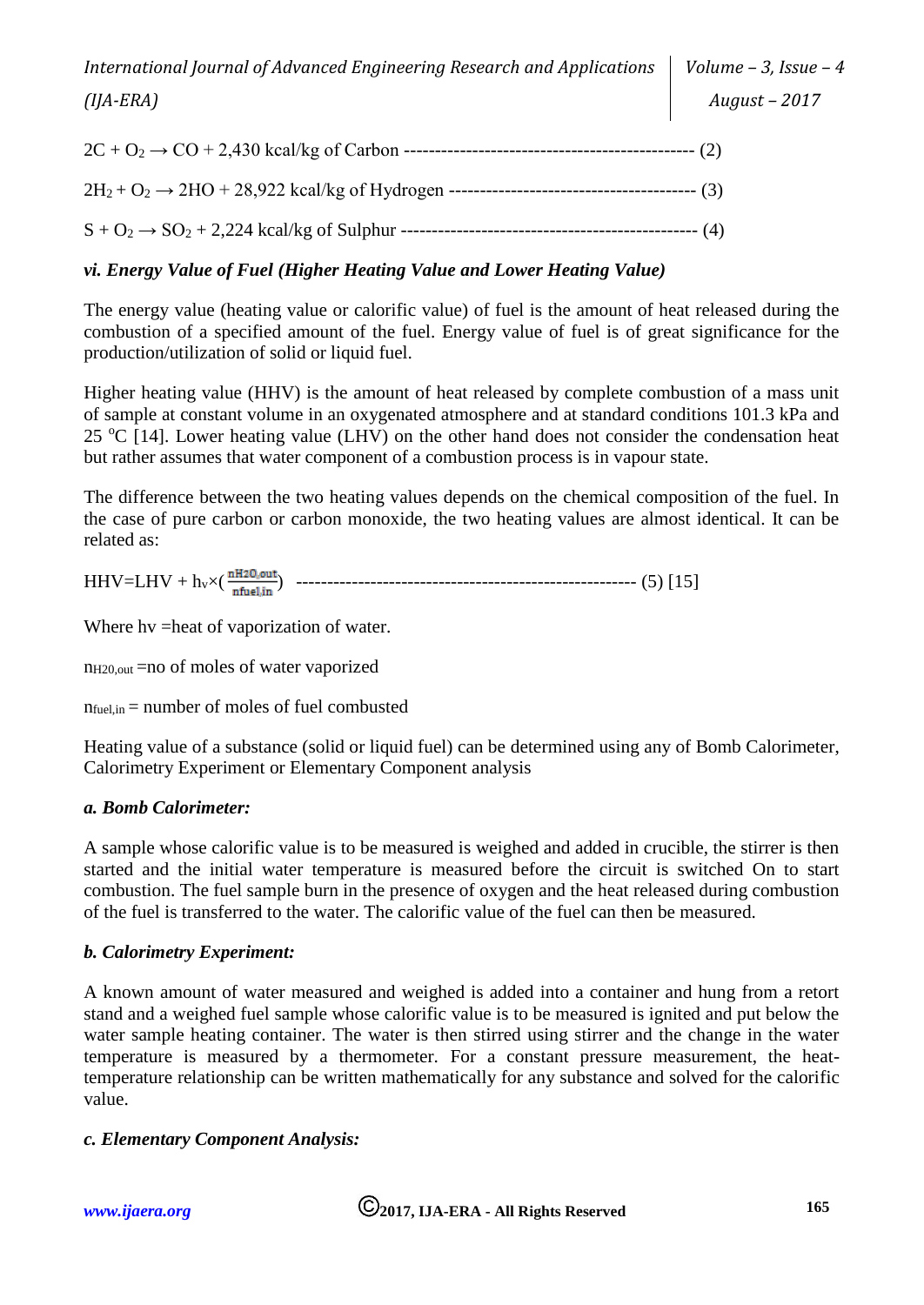$$2C + O_2 \rightarrow CO + 2{,}430 \text{ kcal/kg of Carbon} \quad \text{-------------------------------------------- (2)}$$

$$2H_2 + O_2 \rightarrow 2HO + 28{,}922 \text{ kcal/kg of Hydrogen} \quad \text{-------------------------------------- (3)}$$

$$S + O_2 \rightarrow SO_2 + 2{,}224 \text{ kcal/kg of Sulphur} \quad \text{---------------------------------------------- (4)}$$

### *vi. Energy Value of Fuel (Higher Heating Value and Lower Heating Value)*

The energy value (heating value or calorific value) of fuel is the amount of heat released during the combustion of a specified amount of the fuel. Energy value of fuel is of great significance for the production/utilization of solid or liquid fuel.

Higher heating value (HHV) is the amount of heat released by complete combustion of a mass unit of sample at constant volume in an oxygenated atmosphere and at standard conditions 101.3 kPa and 25 $^{o}$C [14]. Lower heating value (LHV) on the other hand does not consider the condensation heat but rather assumes that water component of a combustion process is in vapour state.

The difference between the two heating values depends on the chemical composition of the fuel. In the case of pure carbon or carbon monoxide, the two heating values are almost identical. It can be related as:

$$HHV = LHV + h_v \times \left(\frac{n_{H2O,out}}{n_{fuel,in}}\right) \quad \text{----------------------------------------------------- (5) [15]}$$

Where hv =heat of vaporization of water.

$n_{H20,out}$ =no of moles of water vaporized

$n_{fuel,in}$ = number of moles of fuel combusted

Heating value of a substance (solid or liquid fuel) can be determined using any of Bomb Calorimeter, Calorimetry Experiment or Elementary Component analysis

#### *a. Bomb Calorimeter:*

A sample whose calorific value is to be measured is weighed and added in crucible, the stirrer is then started and the initial water temperature is measured before the circuit is switched On to start combustion. The fuel sample burn in the presence of oxygen and the heat released during combustion of the fuel is transferred to the water. The calorific value of the fuel can then be measured.

#### *b. Calorimetry Experiment:*

A known amount of water measured and weighed is added into a container and hung from a retort stand and a weighed fuel sample whose calorific value is to be measured is ignited and put below the water sample heating container. The water is then stirred using stirrer and the change in the water temperature is measured by a thermometer. For a constant pressure measurement, the heat-temperature relationship can be written mathematically for any substance and solved for the calorific value.

#### *c. Elementary Component Analysis:*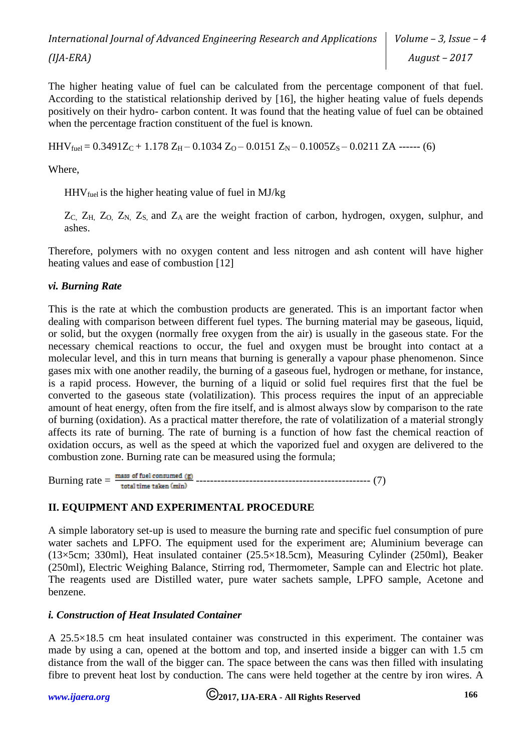The higher heating value of fuel can be calculated from the percentage component of that fuel. According to the statistical relationship derived by [16], the higher heating value of fuels depends positively on their hydro- carbon content. It was found that the heating value of fuel can be obtained when the percentage fraction constituent of the fuel is known.

$$HHV_{fuel} = 0.3491Z_C + 1.178\,Z_H - 0.1034\,Z_O - 0.0151\,Z_N - 0.1005Z_S - 0.0211\,ZA \text{ ------ (6)}$$

Where,

$HHV_{fuel}$ is the higher heating value of fuel in MJ/kg

$Z_C$, $Z_H$, $Z_O$, $Z_N$, $Z_S$ and $Z_A$ are the weight fraction of carbon, hydrogen, oxygen, sulphur, and ashes.

Therefore, polymers with no oxygen content and less nitrogen and ash content will have higher heating values and ease of combustion [12]

### *vi. Burning Rate*

This is the rate at which the combustion products are generated. This is an important factor when dealing with comparison between different fuel types. The burning material may be gaseous, liquid, or solid, but the oxygen (normally free oxygen from the air) is usually in the gaseous state. For the necessary chemical reactions to occur, the fuel and oxygen must be brought into contact at a molecular level, and this in turn means that burning is generally a vapour phase phenomenon. Since gases mix with one another readily, the burning of a gaseous fuel, hydrogen or methane, for instance, is a rapid process. However, the burning of a liquid or solid fuel requires first that the fuel be converted to the gaseous state (volatilization). This process requires the input of an appreciable amount of heat energy, often from the fire itself, and is almost always slow by comparison to the rate of burning (oxidation). As a practical matter therefore, the rate of volatilization of a material strongly affects its rate of burning. The rate of burning is a function of how fast the chemical reaction of oxidation occurs, as well as the speed at which the vaporized fuel and oxygen are delivered to the combustion zone. Burning rate can be measured using the formula;

$$\text{Burning rate} = \frac{\text{mass of fuel consumed (g)}}{\text{total time taken (min)}} \text{ ------------------------------------------------- (7)}$$

## II. EQUIPMENT AND EXPERIMENTAL PROCEDURE

A simple laboratory set-up is used to measure the burning rate and specific fuel consumption of pure water sachets and LPFO. The equipment used for the experiment are; Aluminium beverage can (13×5cm; 330ml), Heat insulated container (25.5×18.5cm), Measuring Cylinder (250ml), Beaker (250ml), Electric Weighing Balance, Stirring rod, Thermometer, Sample can and Electric hot plate. The reagents used are Distilled water, pure water sachets sample, LPFO sample, Acetone and benzene.

### *i. Construction of Heat Insulated Container*

A 25.5×18.5 cm heat insulated container was constructed in this experiment. The container was made by using a can, opened at the bottom and top, and inserted inside a bigger can with 1.5 cm distance from the wall of the bigger can. The space between the cans was then filled with insulating fibre to prevent heat lost by conduction. The cans were held together at the centre by iron wires. A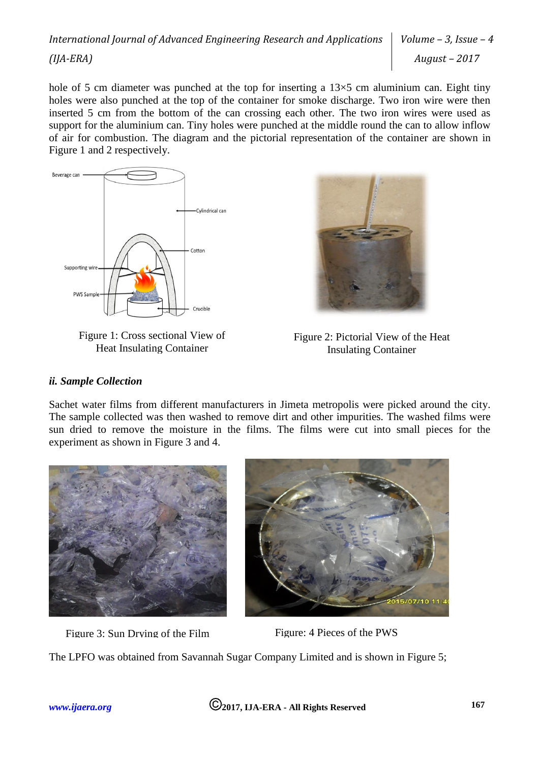hole of 5 cm diameter was punched at the top for inserting a 13×5 cm aluminium can. Eight tiny holes were also punched at the top of the container for smoke discharge. Two iron wire were then inserted 5 cm from the bottom of the can crossing each other. The two iron wires were used as support for the aluminium can. Tiny holes were punched at the middle round the can to allow inflow of air for combustion. The diagram and the pictorial representation of the container are shown in Figure 1 and 2 respectively.

Figure 1: Cross sectional View of Heat Insulating Container

Figure 2: Pictorial View of the Heat Insulating Container

### *ii. Sample Collection*

Sachet water films from different manufacturers in Jimeta metropolis were picked around the city. The sample collected was then washed to remove dirt and other impurities. The washed films were sun dried to remove the moisture in the films. The films were cut into small pieces for the experiment as shown in Figure 3 and 4.

Figure 3: Sun Drying of the Film

Figure: 4 Pieces of the PWS

The LPFO was obtained from Savannah Sugar Company Limited and is shown in Figure 5;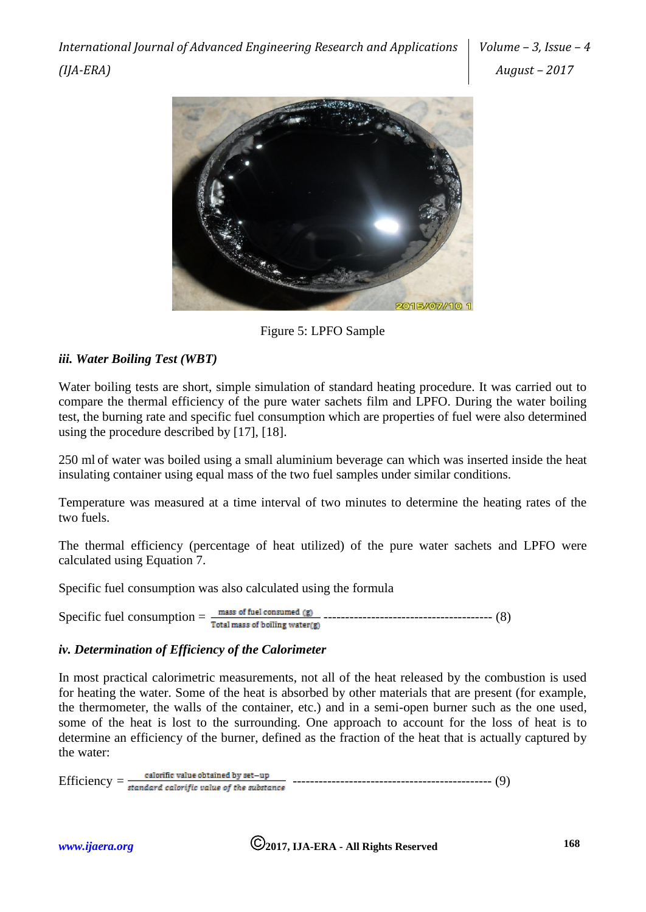Figure 5: LPFO Sample

### *iii. Water Boiling Test (WBT)*

Water boiling tests are short, simple simulation of standard heating procedure. It was carried out to compare the thermal efficiency of the pure water sachets film and LPFO. During the water boiling test, the burning rate and specific fuel consumption which are properties of fuel were also determined using the procedure described by [17], [18].

250 ml of water was boiled using a small aluminium beverage can which was inserted inside the heat insulating container using equal mass of the two fuel samples under similar conditions.

Temperature was measured at a time interval of two minutes to determine the heating rates of the two fuels.

The thermal efficiency (percentage of heat utilized) of the pure water sachets and LPFO were calculated using Equation 7.

Specific fuel consumption was also calculated using the formula

$$\text{Specific fuel consumption} = \frac{\text{mass of fuel consumed (g)}}{\text{Total mass of boiling water(g)}} \quad (8)$$

### *iv. Determination of Efficiency of the Calorimeter*

In most practical calorimetric measurements, not all of the heat released by the combustion is used for heating the water. Some of the heat is absorbed by other materials that are present (for example, the thermometer, the walls of the container, etc.) and in a semi-open burner such as the one used, some of the heat is lost to the surrounding. One approach to account for the loss of heat is to determine an efficiency of the burner, defined as the fraction of the heat that is actually captured by the water:

$$\text{Efficiency} = \frac{\text{calorific value obtained by set-up}}{\text{standard calorific value of the substance}} \quad (9)$$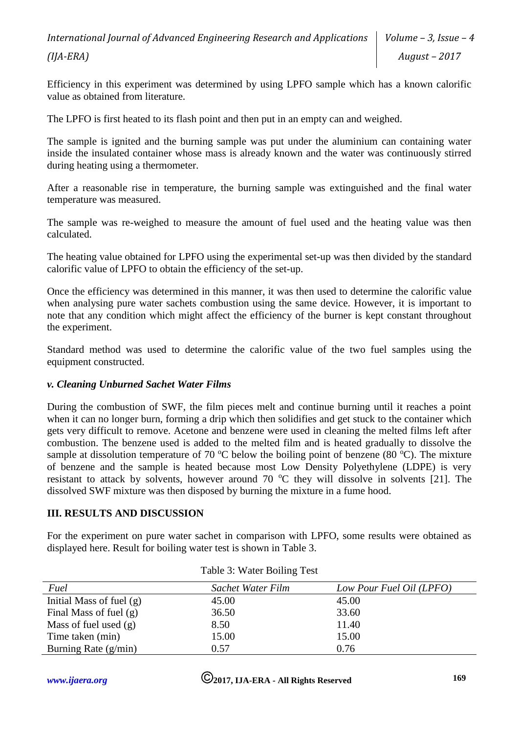Efficiency in this experiment was determined by using LPFO sample which has a known calorific value as obtained from literature.

The LPFO is first heated to its flash point and then put in an empty can and weighed.

The sample is ignited and the burning sample was put under the aluminium can containing water inside the insulated container whose mass is already known and the water was continuously stirred during heating using a thermometer.

After a reasonable rise in temperature, the burning sample was extinguished and the final water temperature was measured.

The sample was re-weighed to measure the amount of fuel used and the heating value was then calculated.

The heating value obtained for LPFO using the experimental set-up was then divided by the standard calorific value of LPFO to obtain the efficiency of the set-up.

Once the efficiency was determined in this manner, it was then used to determine the calorific value when analysing pure water sachets combustion using the same device. However, it is important to note that any condition which might affect the efficiency of the burner is kept constant throughout the experiment.

Standard method was used to determine the calorific value of the two fuel samples using the equipment constructed.

### *v. Cleaning Unburned Sachet Water Films*

During the combustion of SWF, the film pieces melt and continue burning until it reaches a point when it can no longer burn, forming a drip which then solidifies and get stuck to the container which gets very difficult to remove. Acetone and benzene were used in cleaning the melted films left after combustion. The benzene used is added to the melted film and is heated gradually to dissolve the sample at dissolution temperature of 70 $^{o}$C below the boiling point of benzene (80 $^{o}$C). The mixture of benzene and the sample is heated because most Low Density Polyethylene (LDPE) is very resistant to attack by solvents, however around 70 $^{o}$C they will dissolve in solvents [21]. The dissolved SWF mixture was then disposed by burning the mixture in a fume hood.

## III. RESULTS AND DISCUSSION

For the experiment on pure water sachet in comparison with LPFO, some results were obtained as displayed here. Result for boiling water test is shown in Table 3.

Table 3: Water Boiling Test

| *Fuel* | *Sachet Water Film* | *Low Pour Fuel Oil (LPFO)* |
|---|---|---|
| Initial Mass of fuel (g) | 45.00 | 45.00 |
| Final Mass of fuel (g) | 36.50 | 33.60 |
| Mass of fuel used (g) | 8.50 | 11.40 |
| Time taken (min) | 15.00 | 15.00 |
| Burning Rate (g/min) | 0.57 | 0.76 |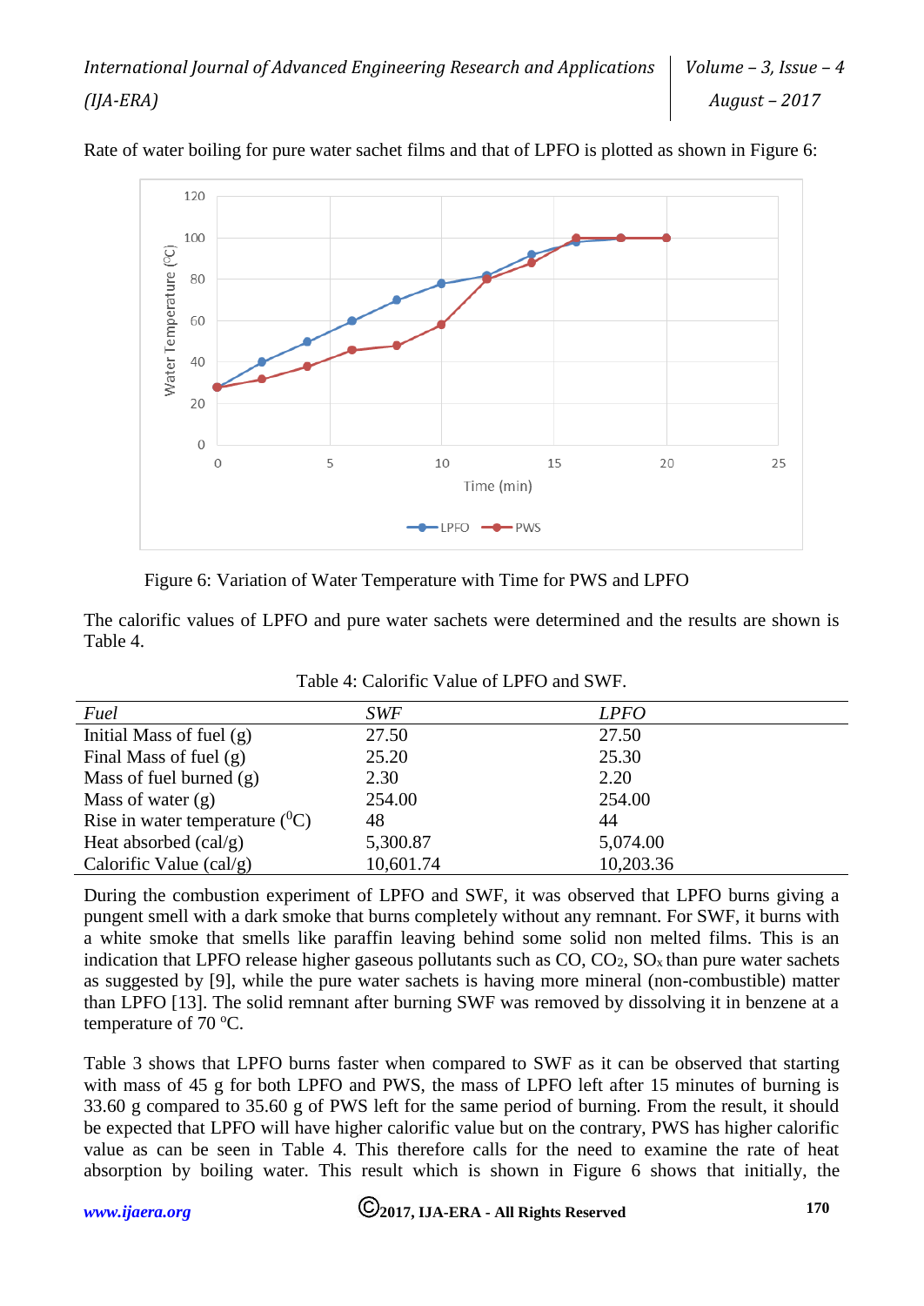Rate of water boiling for pure water sachet films and that of LPFO is plotted as shown in Figure 6:

Figure 6: Variation of Water Temperature with Time for PWS and LPFO

The calorific values of LPFO and pure water sachets were determined and the results are shown is Table 4.

Table 4: Calorific Value of LPFO and SWF.

| *Fuel* | *SWF* | *LPFO* |
|---|---|---|
| Initial Mass of fuel (g) | 27.50 | 27.50 |
| Final Mass of fuel (g) | 25.20 | 25.30 |
| Mass of fuel burned (g) | 2.30 | 2.20 |
| Mass of water (g) | 254.00 | 254.00 |
| Rise in water temperature ($^0$C) | 48 | 44 |
| Heat absorbed (cal/g) | 5,300.87 | 5,074.00 |
| Calorific Value (cal/g) | 10,601.74 | 10,203.36 |

During the combustion experiment of LPFO and SWF, it was observed that LPFO burns giving a pungent smell with a dark smoke that burns completely without any remnant. For SWF, it burns with a white smoke that smells like paraffin leaving behind some solid non melted films. This is an indication that LPFO release higher gaseous pollutants such as CO, $CO_2$, $SO_x$ than pure water sachets as suggested by [9], while the pure water sachets is having more mineral (non-combustible) matter than LPFO [13]. The solid remnant after burning SWF was removed by dissolving it in benzene at a temperature of 70 $^o$C.

Table 3 shows that LPFO burns faster when compared to SWF as it can be observed that starting with mass of 45 g for both LPFO and PWS, the mass of LPFO left after 15 minutes of burning is 33.60 g compared to 35.60 g of PWS left for the same period of burning. From the result, it should be expected that LPFO will have higher calorific value but on the contrary, PWS has higher calorific value as can be seen in Table 4. This therefore calls for the need to examine the rate of heat absorption by boiling water. This result which is shown in Figure 6 shows that initially, the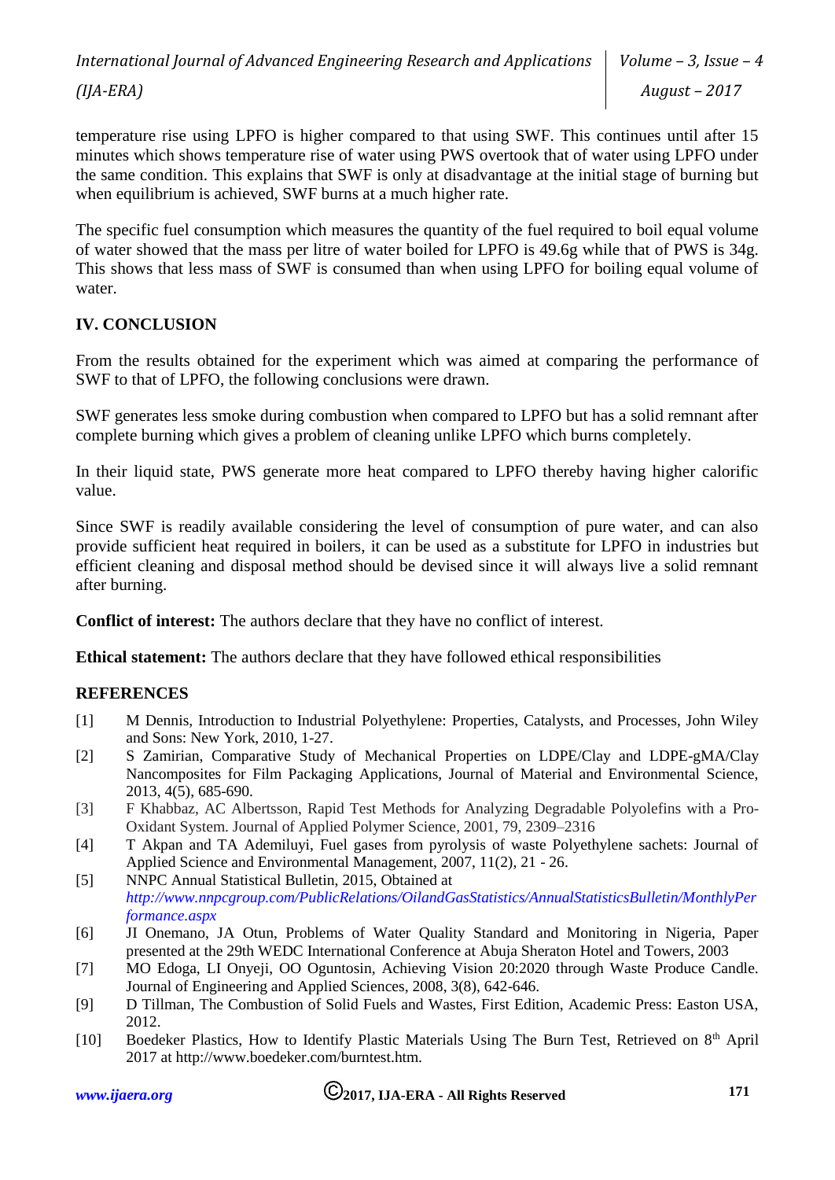temperature rise using LPFO is higher compared to that using SWF. This continues until after 15 minutes which shows temperature rise of water using PWS overtook that of water using LPFO under the same condition. This explains that SWF is only at disadvantage at the initial stage of burning but when equilibrium is achieved, SWF burns at a much higher rate.

The specific fuel consumption which measures the quantity of the fuel required to boil equal volume of water showed that the mass per litre of water boiled for LPFO is 49.6g while that of PWS is 34g. This shows that less mass of SWF is consumed than when using LPFO for boiling equal volume of water.

## IV. CONCLUSION

From the results obtained for the experiment which was aimed at comparing the performance of SWF to that of LPFO, the following conclusions were drawn.

SWF generates less smoke during combustion when compared to LPFO but has a solid remnant after complete burning which gives a problem of cleaning unlike LPFO which burns completely.

In their liquid state, PWS generate more heat compared to LPFO thereby having higher calorific value.

Since SWF is readily available considering the level of consumption of pure water, and can also provide sufficient heat required in boilers, it can be used as a substitute for LPFO in industries but efficient cleaning and disposal method should be devised since it will always live a solid remnant after burning.

**Conflict of interest:** The authors declare that they have no conflict of interest.

**Ethical statement:** The authors declare that they have followed ethical responsibilities

## REFERENCES

[1] M Dennis, Introduction to Industrial Polyethylene: Properties, Catalysts, and Processes, John Wiley and Sons: New York, 2010, 1-27.

[2] S Zamirian, Comparative Study of Mechanical Properties on LDPE/Clay and LDPE-gMA/Clay Nancomposites for Film Packaging Applications, Journal of Material and Environmental Science, 2013, 4(5), 685-690.

[3] F Khabbaz, AC Albertsson, Rapid Test Methods for Analyzing Degradable Polyolefins with a Pro-Oxidant System. Journal of Applied Polymer Science, 2001, 79, 2309–2316

[4] T Akpan and TA Ademiluyi, Fuel gases from pyrolysis of waste Polyethylene sachets: Journal of Applied Science and Environmental Management, 2007, 11(2), 21 - 26.

[5] NNPC Annual Statistical Bulletin, 2015, Obtained at *http://www.nnpcgroup.com/PublicRelations/OilandGasStatistics/AnnualStatisticsBulletin/MonthlyPerformance.aspx*

[6] JI Onemano, JA Otun, Problems of Water Quality Standard and Monitoring in Nigeria, Paper presented at the 29th WEDC International Conference at Abuja Sheraton Hotel and Towers, 2003

[7] MO Edoga, LI Onyeji, OO Oguntosin, Achieving Vision 20:2020 through Waste Produce Candle. Journal of Engineering and Applied Sciences, 2008, 3(8), 642-646.

[9] D Tillman, The Combustion of Solid Fuels and Wastes, First Edition, Academic Press: Easton USA, 2012.

[10] Boedeker Plastics, How to Identify Plastic Materials Using The Burn Test, Retrieved on 8th April 2017 at http://www.boedeker.com/burntest.htm.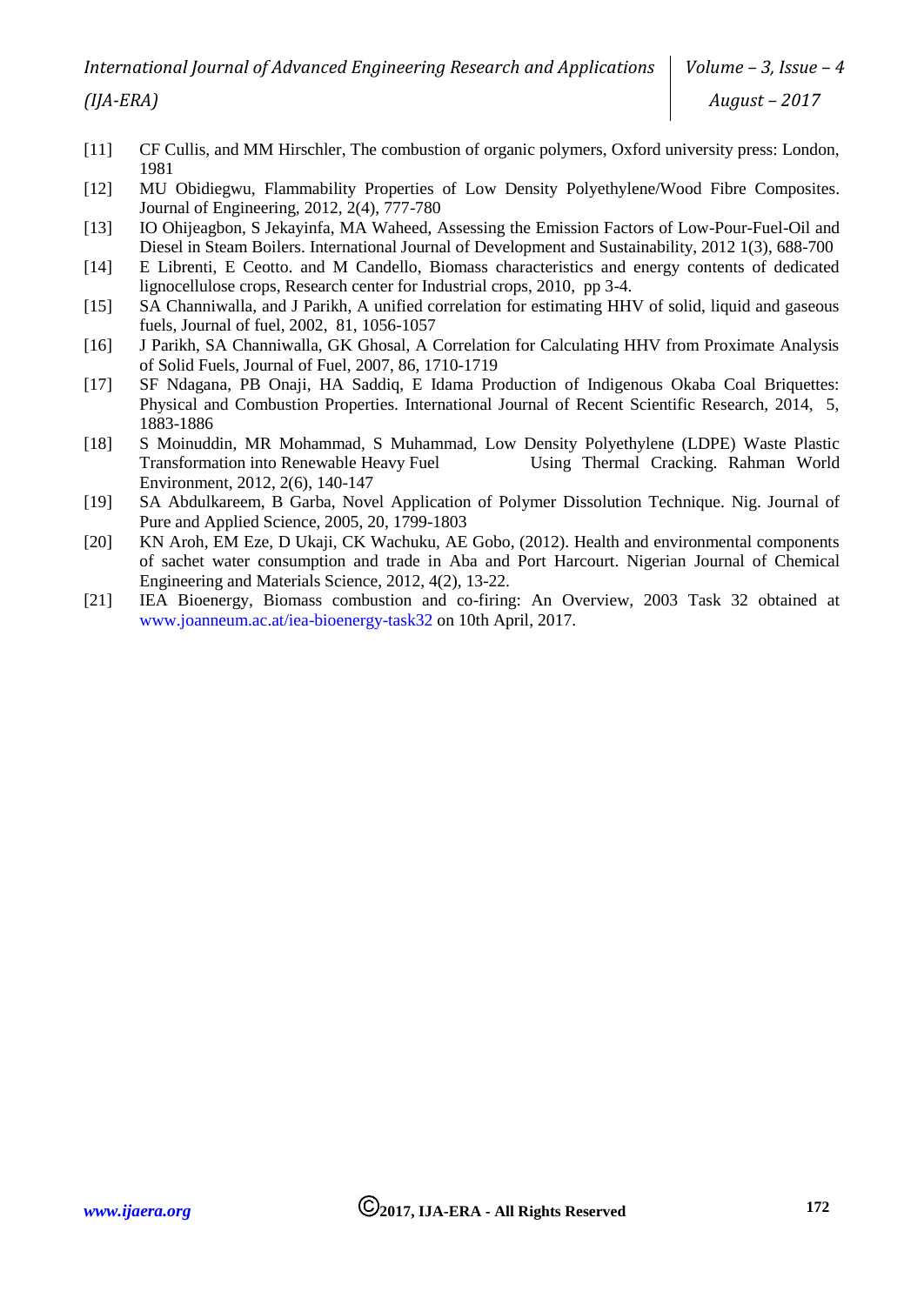[11] CF Cullis, and MM Hirschler, The combustion of organic polymers, Oxford university press: London, 1981

[12] MU Obidiegwu, Flammability Properties of Low Density Polyethylene/Wood Fibre Composites. Journal of Engineering, 2012, 2(4), 777-780

[13] IO Ohijeagbon, S Jekayinfa, MA Waheed, Assessing the Emission Factors of Low-Pour-Fuel-Oil and Diesel in Steam Boilers. International Journal of Development and Sustainability, 2012 1(3), 688-700

[14] E Librenti, E Ceotto. and M Candello, Biomass characteristics and energy contents of dedicated lignocellulose crops, Research center for Industrial crops, 2010, pp 3-4.

[15] SA Channiwalla, and J Parikh, A unified correlation for estimating HHV of solid, liquid and gaseous fuels, Journal of fuel, 2002, 81, 1056-1057

[16] J Parikh, SA Channiwalla, GK Ghosal, A Correlation for Calculating HHV from Proximate Analysis of Solid Fuels, Journal of Fuel, 2007, 86, 1710-1719

[17] SF Ndagana, PB Onaji, HA Saddiq, E Idama Production of Indigenous Okaba Coal Briquettes: Physical and Combustion Properties. International Journal of Recent Scientific Research, 2014, 5, 1883-1886

[18] S Moinuddin, MR Mohammad, S Muhammad, Low Density Polyethylene (LDPE) Waste Plastic Transformation into Renewable Heavy Fuel Using Thermal Cracking. Rahman World Environment, 2012, 2(6), 140-147

[19] SA Abdulkareem, B Garba, Novel Application of Polymer Dissolution Technique. Nig. Journal of Pure and Applied Science, 2005, 20, 1799-1803

[20] KN Aroh, EM Eze, D Ukaji, CK Wachuku, AE Gobo, (2012). Health and environmental components of sachet water consumption and trade in Aba and Port Harcourt. Nigerian Journal of Chemical Engineering and Materials Science, 2012, 4(2), 13-22.

[21] IEA Bioenergy, Biomass combustion and co-firing: An Overview, 2003 Task 32 obtained at www.joanneum.ac.at/iea-bioenergy-task32 on 10th April, 2017.